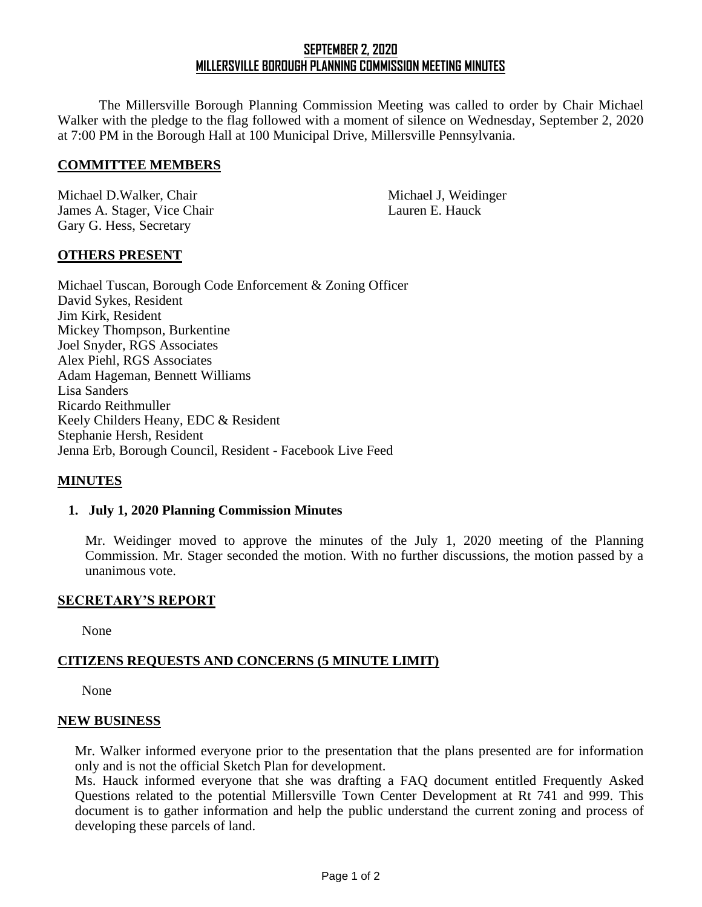# SEPTEMBER 2, 2020
# MILLERSVILLE BOROUGH PLANNING COMMISSION MEETING MINUTES

The Millersville Borough Planning Commission Meeting was called to order by Chair Michael Walker with the pledge to the flag followed with a moment of silence on Wednesday, September 2, 2020 at 7:00 PM in the Borough Hall at 100 Municipal Drive, Millersville Pennsylvania.

## COMMITTEE MEMBERS

Michael D.Walker, Chair
James A. Stager, Vice Chair
Gary G. Hess, Secretary
Michael J, Weidinger
Lauren E. Hauck

## OTHERS PRESENT

Michael Tuscan, Borough Code Enforcement & Zoning Officer
David Sykes, Resident
Jim Kirk, Resident
Mickey Thompson, Burkentine
Joel Snyder, RGS Associates
Alex Piehl, RGS Associates
Adam Hageman, Bennett Williams
Lisa Sanders
Ricardo Reithmuller
Keely Childers Heany, EDC & Resident
Stephanie Hersh, Resident
Jenna Erb, Borough Council, Resident - Facebook Live Feed

## MINUTES

1. **July 1, 2020 Planning Commission Minutes**

   Mr. Weidinger moved to approve the minutes of the July 1, 2020 meeting of the Planning Commission. Mr. Stager seconded the motion. With no further discussions, the motion passed by a unanimous vote.

## SECRETARY'S REPORT

None

## CITIZENS REQUESTS AND CONCERNS (5 MINUTE LIMIT)

None

## NEW BUSINESS

Mr. Walker informed everyone prior to the presentation that the plans presented are for information only and is not the official Sketch Plan for development.
Ms. Hauck informed everyone that she was drafting a FAQ document entitled Frequently Asked Questions related to the potential Millersville Town Center Development at Rt 741 and 999. This document is to gather information and help the public understand the current zoning and process of developing these parcels of land.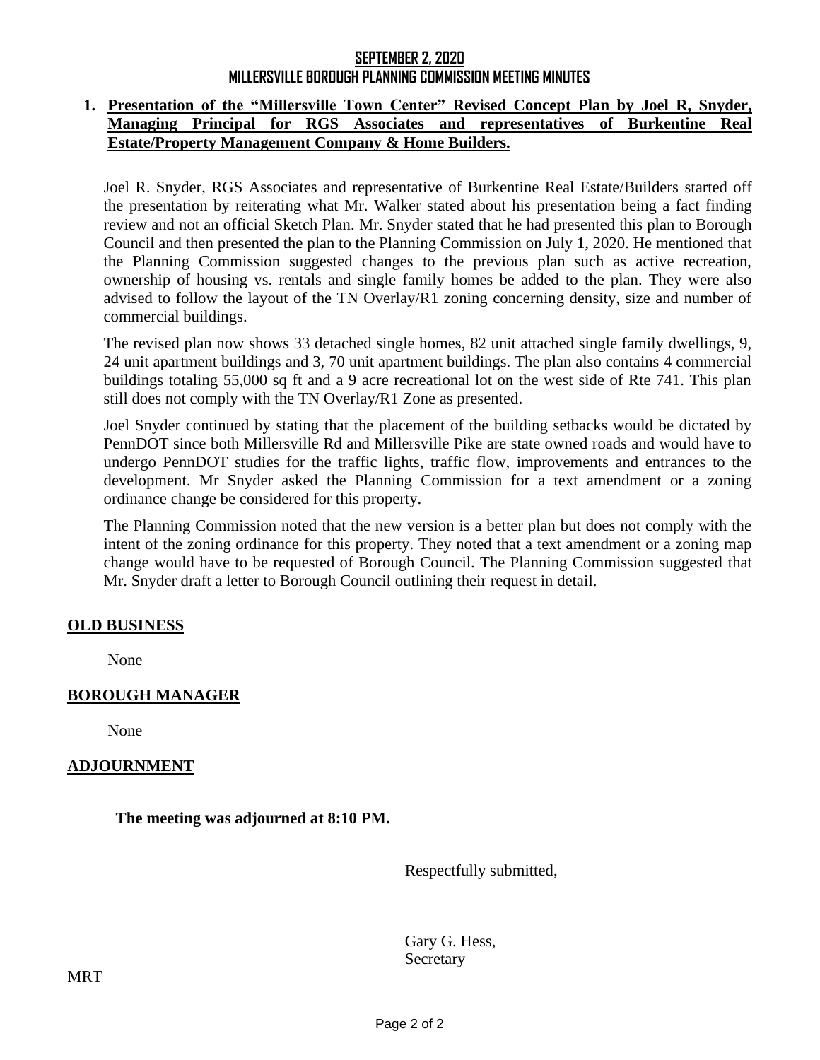**SEPTEMBER 2, 2020**
**MILLERSVILLE BOROUGH PLANNING COMMISSION MEETING MINUTES**

1. **Presentation of the "Millersville Town Center" Revised Concept Plan by Joel R, Snyder, Managing Principal for RGS Associates and representatives of Burkentine Real Estate/Property Management Company & Home Builders.**

Joel R. Snyder, RGS Associates and representative of Burkentine Real Estate/Builders started off the presentation by reiterating what Mr. Walker stated about his presentation being a fact finding review and not an official Sketch Plan. Mr. Snyder stated that he had presented this plan to Borough Council and then presented the plan to the Planning Commission on July 1, 2020. He mentioned that the Planning Commission suggested changes to the previous plan such as active recreation, ownership of housing vs. rentals and single family homes be added to the plan. They were also advised to follow the layout of the TN Overlay/R1 zoning concerning density, size and number of commercial buildings.

The revised plan now shows 33 detached single homes, 82 unit attached single family dwellings, 9, 24 unit apartment buildings and 3, 70 unit apartment buildings. The plan also contains 4 commercial buildings totaling 55,000 sq ft and a 9 acre recreational lot on the west side of Rte 741. This plan still does not comply with the TN Overlay/R1 Zone as presented.

Joel Snyder continued by stating that the placement of the building setbacks would be dictated by PennDOT since both Millersville Rd and Millersville Pike are state owned roads and would have to undergo PennDOT studies for the traffic lights, traffic flow, improvements and entrances to the development. Mr Snyder asked the Planning Commission for a text amendment or a zoning ordinance change be considered for this property.

The Planning Commission noted that the new version is a better plan but does not comply with the intent of the zoning ordinance for this property. They noted that a text amendment or a zoning map change would have to be requested of Borough Council. The Planning Commission suggested that Mr. Snyder draft a letter to Borough Council outlining their request in detail.

## OLD BUSINESS

None

## BOROUGH MANAGER

None

## ADJOURNMENT

**The meeting was adjourned at 8:10 PM.**

Respectfully submitted,

Gary G. Hess,
Secretary

MRT